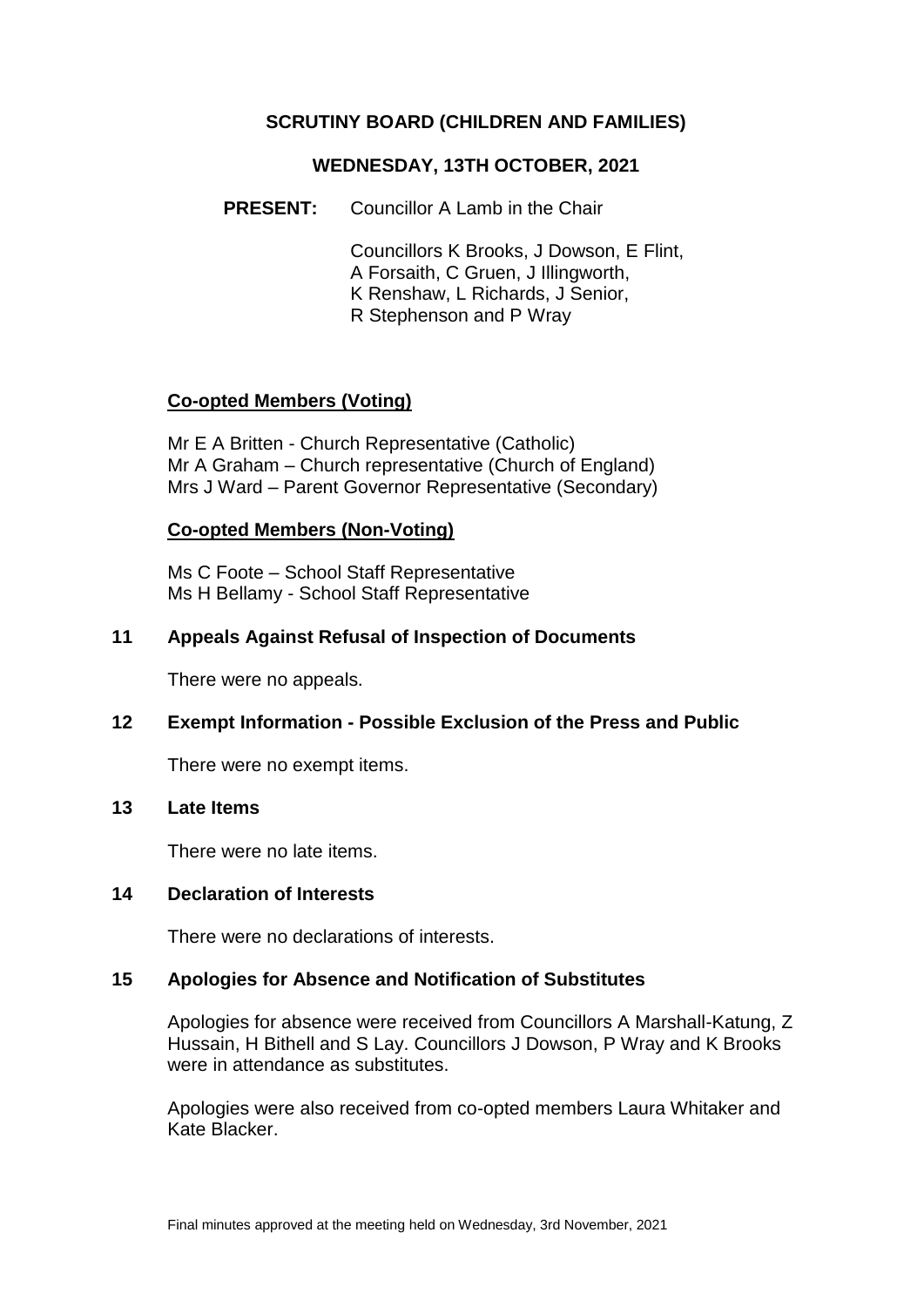# SCRUTINY BOARD (CHILDREN AND FAMILIES)

## WEDNESDAY, 13TH OCTOBER, 2021

**PRESENT:** Councillor A Lamb in the Chair

Councillors K Brooks, J Dowson, E Flint, A Forsaith, C Gruen, J Illingworth, K Renshaw, L Richards, J Senior, R Stephenson and P Wray

**Co-opted Members (Voting)**

Mr E A Britten - Church Representative (Catholic)
Mr A Graham – Church representative (Church of England)
Mrs J Ward – Parent Governor Representative (Secondary)

**Co-opted Members (Non-Voting)**

Ms C Foote – School Staff Representative
Ms H Bellamy - School Staff Representative

### 11 Appeals Against Refusal of Inspection of Documents

There were no appeals.

### 12 Exempt Information - Possible Exclusion of the Press and Public

There were no exempt items.

### 13 Late Items

There were no late items.

### 14 Declaration of Interests

There were no declarations of interests.

### 15 Apologies for Absence and Notification of Substitutes

Apologies for absence were received from Councillors A Marshall-Katung, Z Hussain, H Bithell and S Lay. Councillors J Dowson, P Wray and K Brooks were in attendance as substitutes.

Apologies were also received from co-opted members Laura Whitaker and Kate Blacker.

Final minutes approved at the meeting held on Wednesday, 3rd November, 2021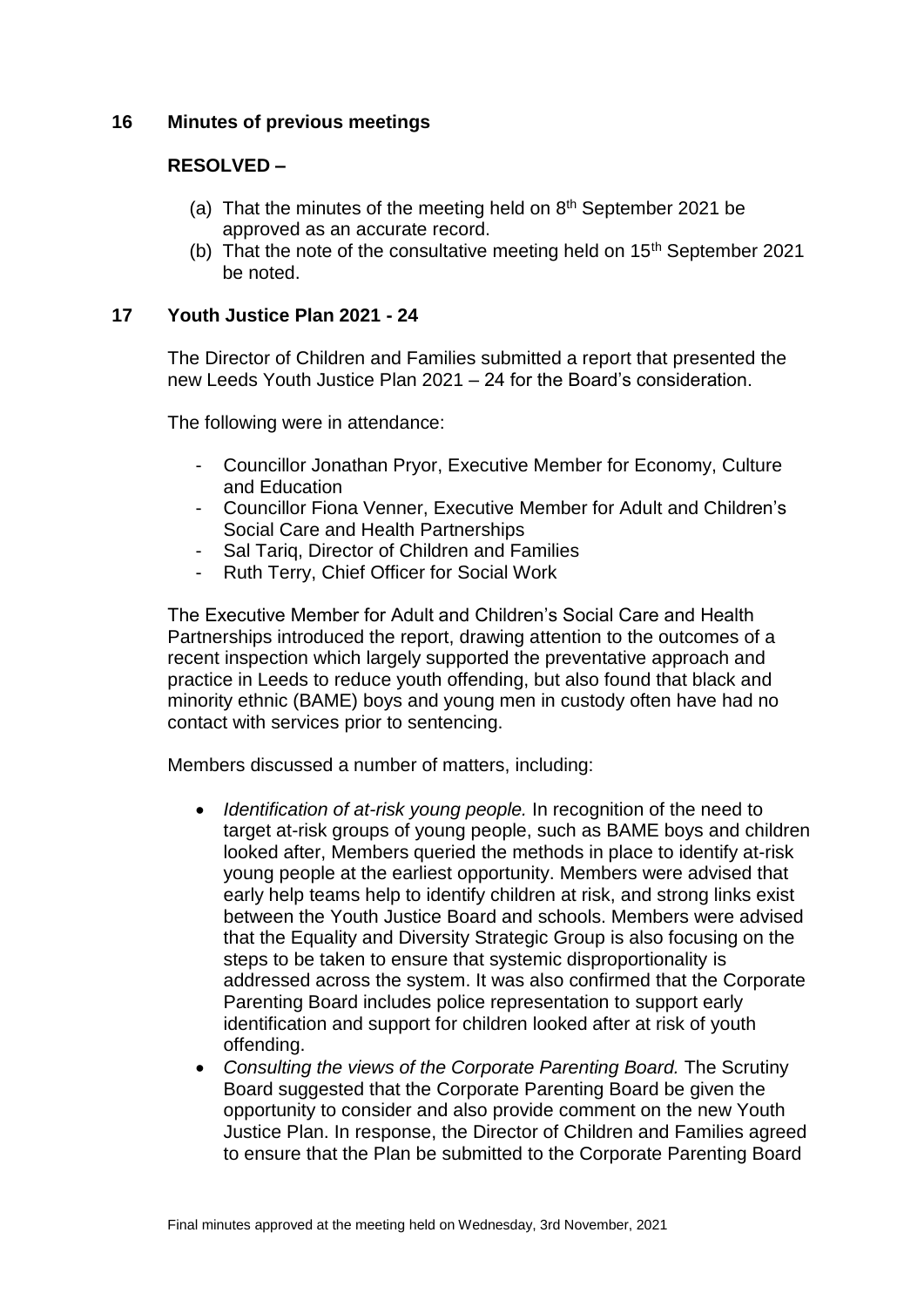## 16 Minutes of previous meetings

**RESOLVED –**

(a) That the minutes of the meeting held on 8th September 2021 be approved as an accurate record.

(b) That the note of the consultative meeting held on 15th September 2021 be noted.

## 17 Youth Justice Plan 2021 - 24

The Director of Children and Families submitted a report that presented the new Leeds Youth Justice Plan 2021 – 24 for the Board's consideration.

The following were in attendance:

- Councillor Jonathan Pryor, Executive Member for Economy, Culture and Education
- Councillor Fiona Venner, Executive Member for Adult and Children's Social Care and Health Partnerships
- Sal Tariq, Director of Children and Families
- Ruth Terry, Chief Officer for Social Work

The Executive Member for Adult and Children's Social Care and Health Partnerships introduced the report, drawing attention to the outcomes of a recent inspection which largely supported the preventative approach and practice in Leeds to reduce youth offending, but also found that black and minority ethnic (BAME) boys and young men in custody often have had no contact with services prior to sentencing.

Members discussed a number of matters, including:

- *Identification of at-risk young people.* In recognition of the need to target at-risk groups of young people, such as BAME boys and children looked after, Members queried the methods in place to identify at-risk young people at the earliest opportunity. Members were advised that early help teams help to identify children at risk, and strong links exist between the Youth Justice Board and schools. Members were advised that the Equality and Diversity Strategic Group is also focusing on the steps to be taken to ensure that systemic disproportionality is addressed across the system. It was also confirmed that the Corporate Parenting Board includes police representation to support early identification and support for children looked after at risk of youth offending.
- *Consulting the views of the Corporate Parenting Board.* The Scrutiny Board suggested that the Corporate Parenting Board be given the opportunity to consider and also provide comment on the new Youth Justice Plan. In response, the Director of Children and Families agreed to ensure that the Plan be submitted to the Corporate Parenting Board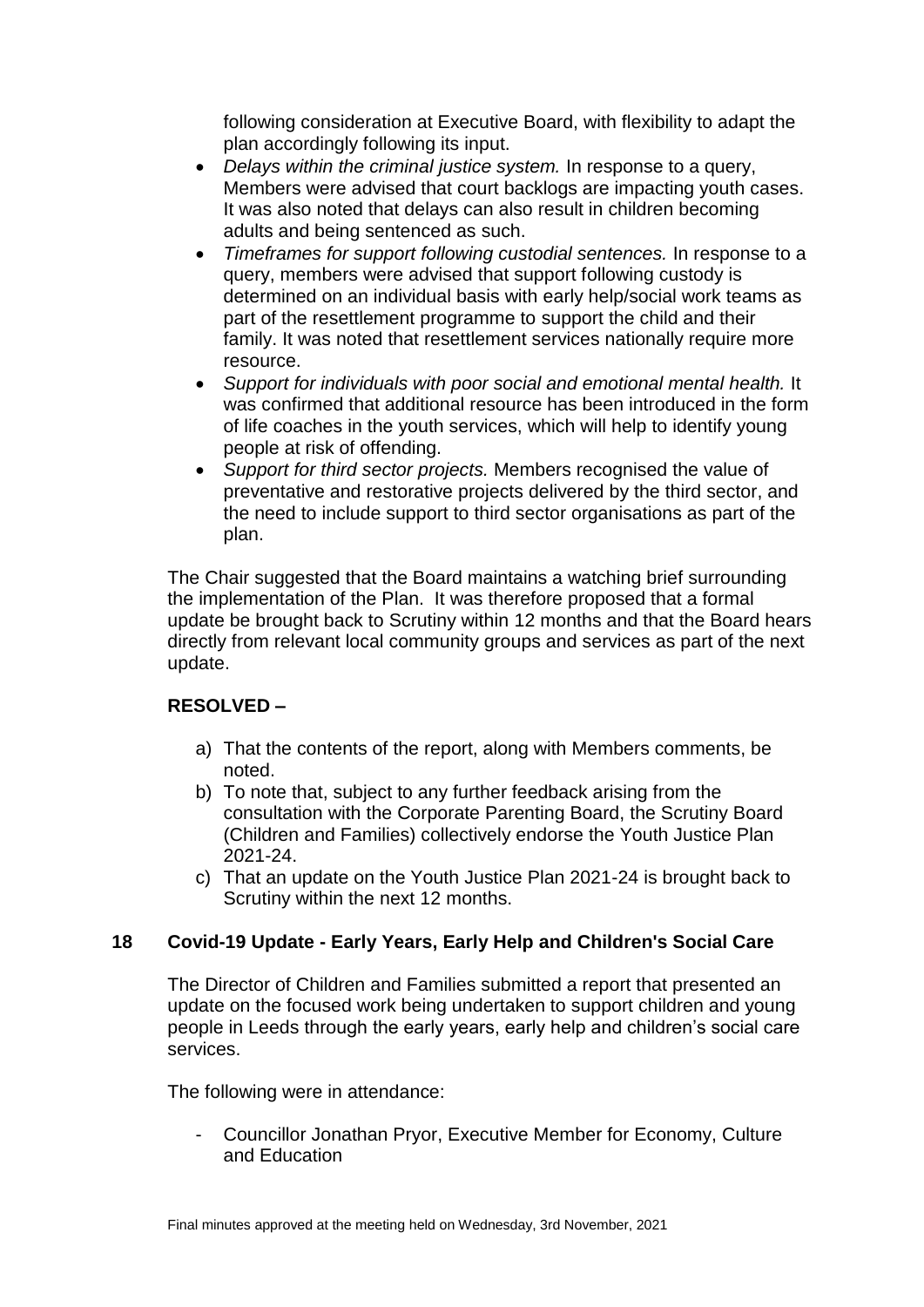following consideration at Executive Board, with flexibility to adapt the plan accordingly following its input.

- *Delays within the criminal justice system.* In response to a query, Members were advised that court backlogs are impacting youth cases. It was also noted that delays can also result in children becoming adults and being sentenced as such.
- *Timeframes for support following custodial sentences.* In response to a query, members were advised that support following custody is determined on an individual basis with early help/social work teams as part of the resettlement programme to support the child and their family. It was noted that resettlement services nationally require more resource.
- *Support for individuals with poor social and emotional mental health.* It was confirmed that additional resource has been introduced in the form of life coaches in the youth services, which will help to identify young people at risk of offending.
- *Support for third sector projects.* Members recognised the value of preventative and restorative projects delivered by the third sector, and the need to include support to third sector organisations as part of the plan.

The Chair suggested that the Board maintains a watching brief surrounding the implementation of the Plan. It was therefore proposed that a formal update be brought back to Scrutiny within 12 months and that the Board hears directly from relevant local community groups and services as part of the next update.

**RESOLVED –**

a) That the contents of the report, along with Members comments, be noted.
b) To note that, subject to any further feedback arising from the consultation with the Corporate Parenting Board, the Scrutiny Board (Children and Families) collectively endorse the Youth Justice Plan 2021-24.
c) That an update on the Youth Justice Plan 2021-24 is brought back to Scrutiny within the next 12 months.

## 18 Covid-19 Update - Early Years, Early Help and Children's Social Care

The Director of Children and Families submitted a report that presented an update on the focused work being undertaken to support children and young people in Leeds through the early years, early help and children's social care services.

The following were in attendance:

- Councillor Jonathan Pryor, Executive Member for Economy, Culture and Education

Final minutes approved at the meeting held on Wednesday, 3rd November, 2021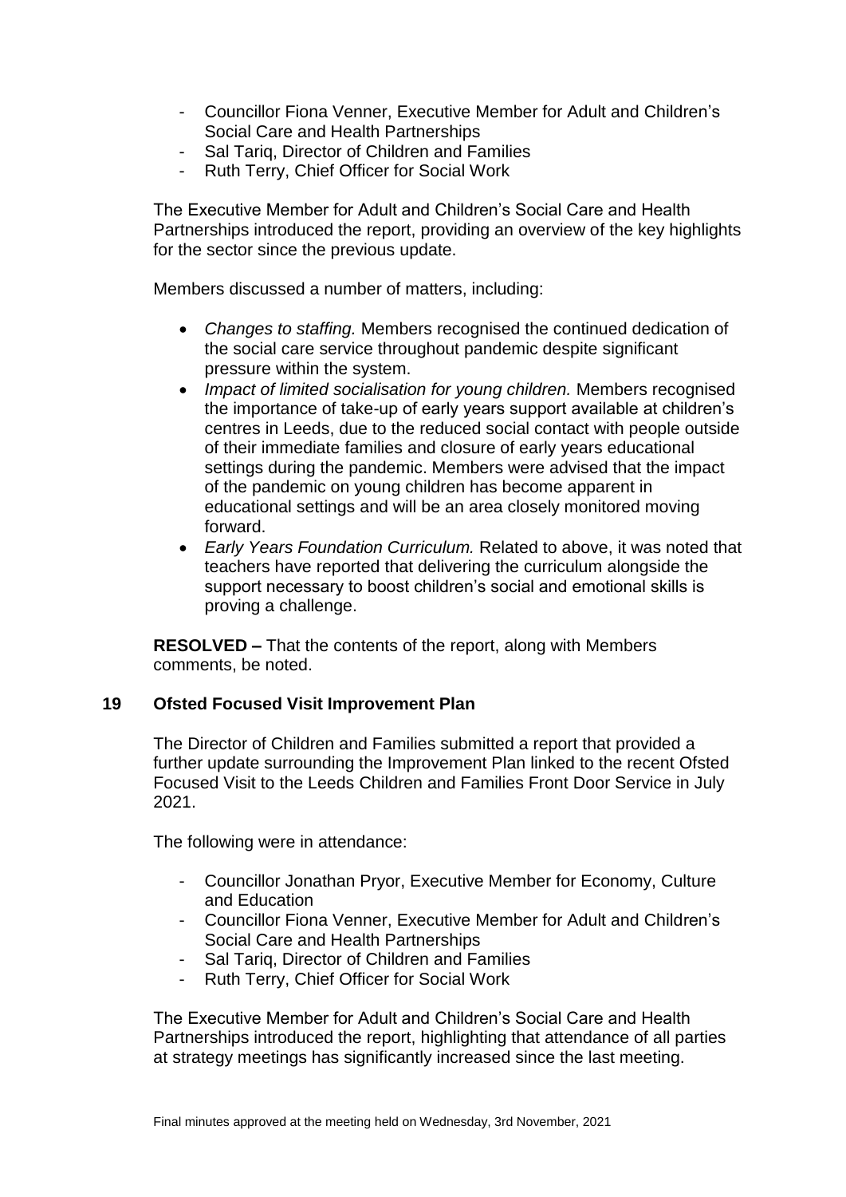- Councillor Fiona Venner, Executive Member for Adult and Children's Social Care and Health Partnerships
- Sal Tariq, Director of Children and Families
- Ruth Terry, Chief Officer for Social Work

The Executive Member for Adult and Children's Social Care and Health Partnerships introduced the report, providing an overview of the key highlights for the sector since the previous update.

Members discussed a number of matters, including:

- *Changes to staffing.* Members recognised the continued dedication of the social care service throughout pandemic despite significant pressure within the system.
- *Impact of limited socialisation for young children.* Members recognised the importance of take-up of early years support available at children's centres in Leeds, due to the reduced social contact with people outside of their immediate families and closure of early years educational settings during the pandemic. Members were advised that the impact of the pandemic on young children has become apparent in educational settings and will be an area closely monitored moving forward.
- *Early Years Foundation Curriculum.* Related to above, it was noted that teachers have reported that delivering the curriculum alongside the support necessary to boost children's social and emotional skills is proving a challenge.

**RESOLVED –** That the contents of the report, along with Members comments, be noted.

## 19 Ofsted Focused Visit Improvement Plan

The Director of Children and Families submitted a report that provided a further update surrounding the Improvement Plan linked to the recent Ofsted Focused Visit to the Leeds Children and Families Front Door Service in July 2021.

The following were in attendance:

- Councillor Jonathan Pryor, Executive Member for Economy, Culture and Education
- Councillor Fiona Venner, Executive Member for Adult and Children's Social Care and Health Partnerships
- Sal Tariq, Director of Children and Families
- Ruth Terry, Chief Officer for Social Work

The Executive Member for Adult and Children's Social Care and Health Partnerships introduced the report, highlighting that attendance of all parties at strategy meetings has significantly increased since the last meeting.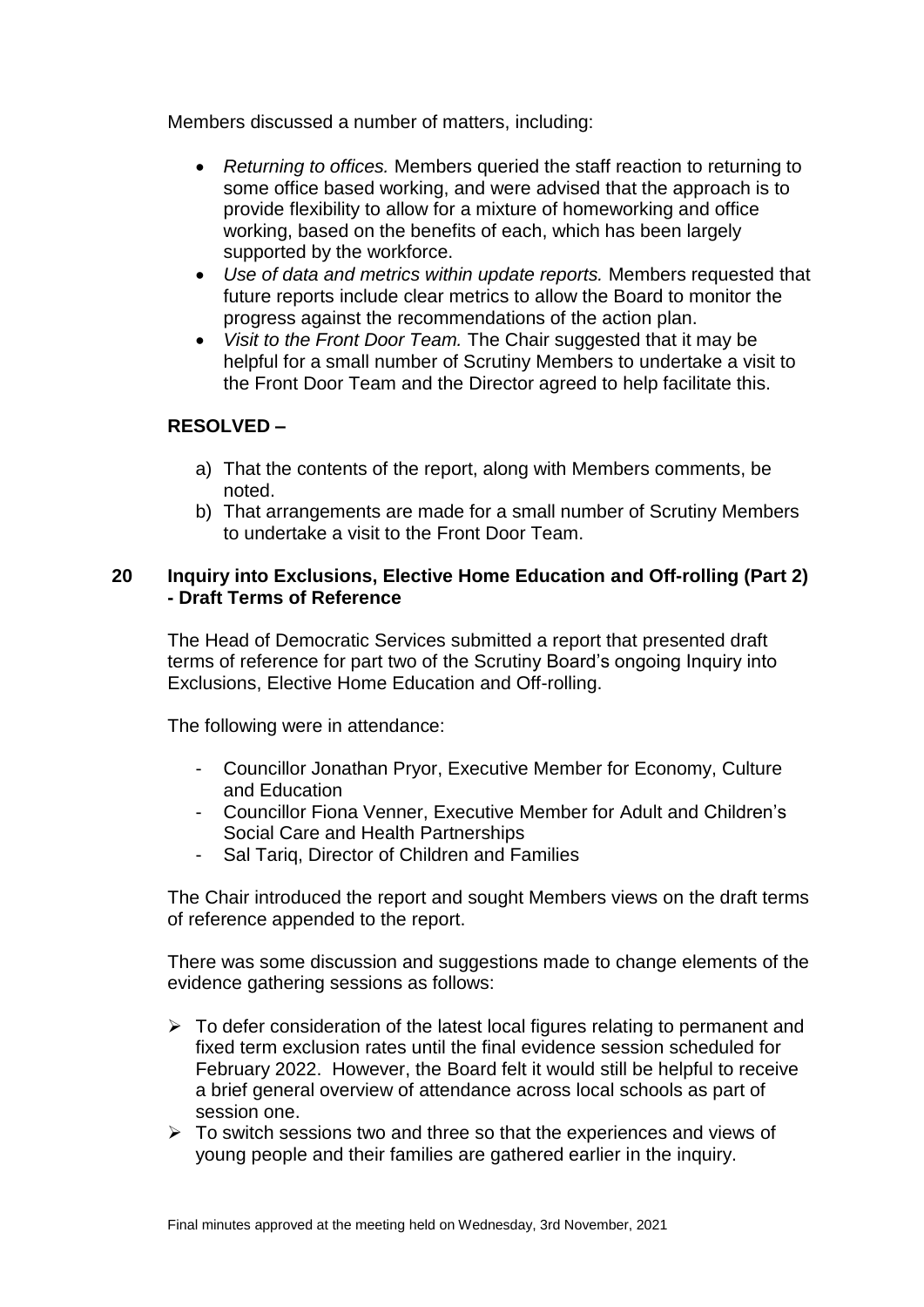Members discussed a number of matters, including:

- *Returning to offices.* Members queried the staff reaction to returning to some office based working, and were advised that the approach is to provide flexibility to allow for a mixture of homeworking and office working, based on the benefits of each, which has been largely supported by the workforce.
- *Use of data and metrics within update reports.* Members requested that future reports include clear metrics to allow the Board to monitor the progress against the recommendations of the action plan.
- *Visit to the Front Door Team.* The Chair suggested that it may be helpful for a small number of Scrutiny Members to undertake a visit to the Front Door Team and the Director agreed to help facilitate this.

**RESOLVED –**

a) That the contents of the report, along with Members comments, be noted.
b) That arrangements are made for a small number of Scrutiny Members to undertake a visit to the Front Door Team.

## 20 Inquiry into Exclusions, Elective Home Education and Off-rolling (Part 2) - Draft Terms of Reference

The Head of Democratic Services submitted a report that presented draft terms of reference for part two of the Scrutiny Board's ongoing Inquiry into Exclusions, Elective Home Education and Off-rolling.

The following were in attendance:

- Councillor Jonathan Pryor, Executive Member for Economy, Culture and Education
- Councillor Fiona Venner, Executive Member for Adult and Children's Social Care and Health Partnerships
- Sal Tariq, Director of Children and Families

The Chair introduced the report and sought Members views on the draft terms of reference appended to the report.

There was some discussion and suggestions made to change elements of the evidence gathering sessions as follows:

- To defer consideration of the latest local figures relating to permanent and fixed term exclusion rates until the final evidence session scheduled for February 2022. However, the Board felt it would still be helpful to receive a brief general overview of attendance across local schools as part of session one.
- To switch sessions two and three so that the experiences and views of young people and their families are gathered earlier in the inquiry.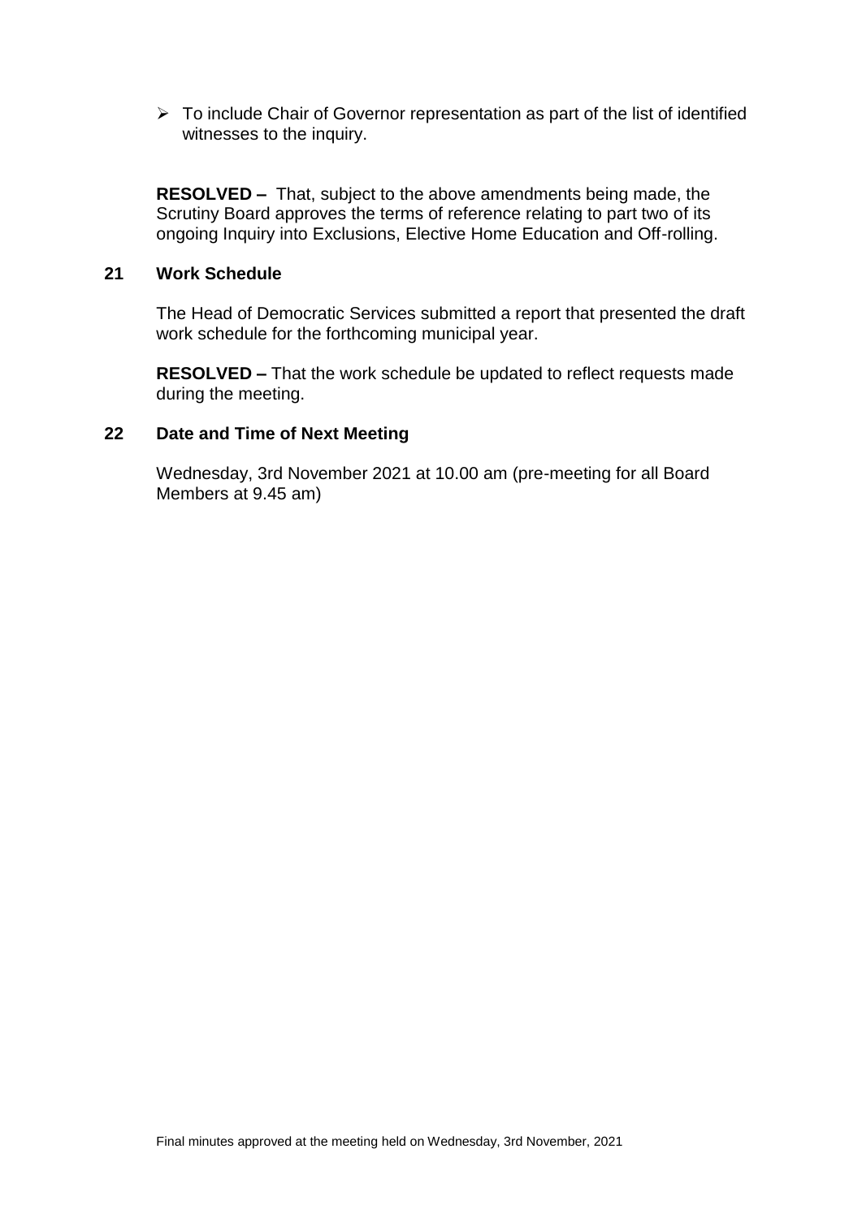- To include Chair of Governor representation as part of the list of identified witnesses to the inquiry.

**RESOLVED –** That, subject to the above amendments being made, the Scrutiny Board approves the terms of reference relating to part two of its ongoing Inquiry into Exclusions, Elective Home Education and Off-rolling.

## 21 Work Schedule

The Head of Democratic Services submitted a report that presented the draft work schedule for the forthcoming municipal year.

**RESOLVED –** That the work schedule be updated to reflect requests made during the meeting.

## 22 Date and Time of Next Meeting

Wednesday, 3rd November 2021 at 10.00 am (pre-meeting for all Board Members at 9.45 am)

Final minutes approved at the meeting held on Wednesday, 3rd November, 2021